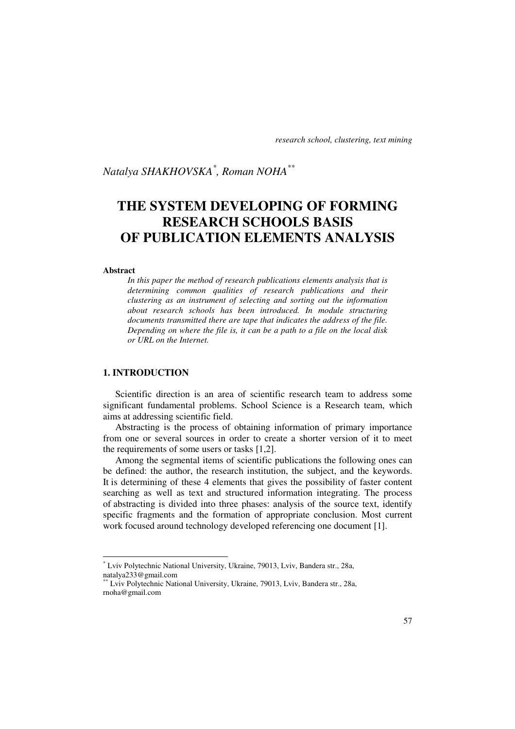*research school, clustering, text mining*

*Natalya SHAKHOVSKA*[*], *Roman NOHA*[**]

# THE SYSTEM DEVELOPING OF FORMING RESEARCH SCHOOLS BASIS OF PUBLICATION ELEMENTS ANALYSIS

**Abstract**

*In this paper the method of research publications elements analysis that is determining common qualities of research publications and their clustering as an instrument of selecting and sorting out the information about research schools has been introduced. In module structuring documents transmitted there are tape that indicates the address of the file. Depending on where the file is, it can be a path to a file on the local disk or URL on the Internet.*

## 1. INTRODUCTION

Scientific direction is an area of scientific research team to address some significant fundamental problems. School Science is a Research team, which aims at addressing scientific field.

Abstracting is the process of obtaining information of primary importance from one or several sources in order to create a shorter version of it to meet the requirements of some users or tasks [1,2].

Among the segmental items of scientific publications the following ones can be defined: the author, the research institution, the subject, and the keywords. It is determining of these 4 elements that gives the possibility of faster content searching as well as text and structured information integrating. The process of abstracting is divided into three phases: analysis of the source text, identify specific fragments and the formation of appropriate conclusion. Most current work focused around technology developed referencing one document [1].

---

[*] Lviv Polytechnic National University, Ukraine, 79013, Lviv, Bandera str., 28a, natalya233@gmail.com

[**] Lviv Polytechnic National University, Ukraine, 79013, Lviv, Bandera str., 28a, rnoha@gmail.com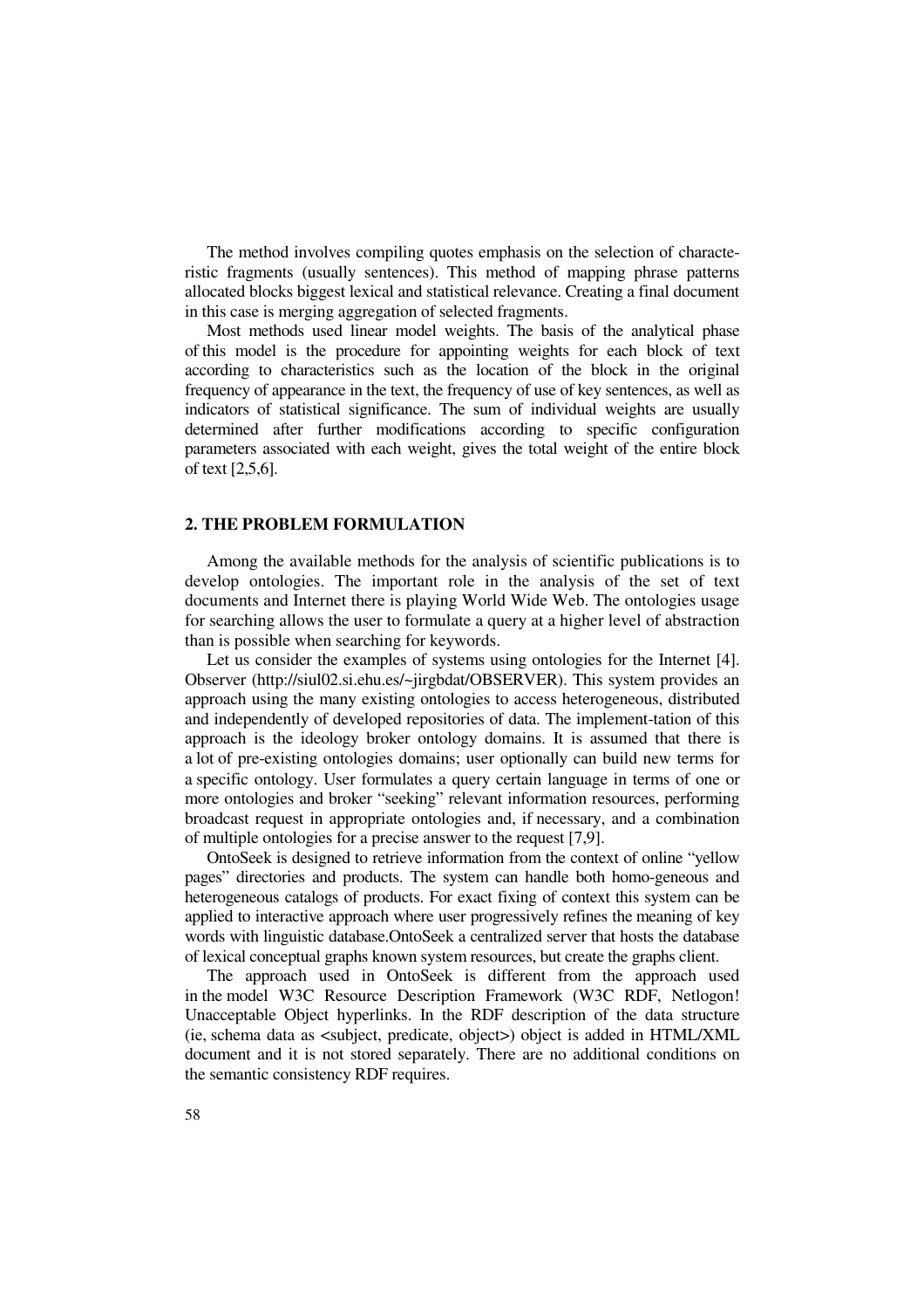The method involves compiling quotes emphasis on the selection of characteristic fragments (usually sentences). This method of mapping phrase patterns allocated blocks biggest lexical and statistical relevance. Creating a final document in this case is merging aggregation of selected fragments.

Most methods used linear model weights. The basis of the analytical phase of this model is the procedure for appointing weights for each block of text according to characteristics such as the location of the block in the original frequency of appearance in the text, the frequency of use of key sentences, as well as indicators of statistical significance. The sum of individual weights are usually determined after further modifications according to specific configuration parameters associated with each weight, gives the total weight of the entire block of text [2,5,6].

## 2. THE PROBLEM FORMULATION

Among the available methods for the analysis of scientific publications is to develop ontologies. The important role in the analysis of the set of text documents and Internet there is playing World Wide Web. The ontologies usage for searching allows the user to formulate a query at a higher level of abstraction than is possible when searching for keywords.

Let us consider the examples of systems using ontologies for the Internet [4]. Observer (http://siul02.si.ehu.es/~jirgbdat/OBSERVER). This system provides an approach using the many existing ontologies to access heterogeneous, distributed and independently of developed repositories of data. The implement-tation of this approach is the ideology broker ontology domains. It is assumed that there is a lot of pre-existing ontologies domains; user optionally can build new terms for a specific ontology. User formulates a query certain language in terms of one or more ontologies and broker "seeking" relevant information resources, performing broadcast request in appropriate ontologies and, if necessary, and a combination of multiple ontologies for a precise answer to the request [7,9].

OntoSeek is designed to retrieve information from the context of online "yellow pages" directories and products. The system can handle both homo-geneous and heterogeneous catalogs of products. For exact fixing of context this system can be applied to interactive approach where user progressively refines the meaning of key words with linguistic database.OntoSeek a centralized server that hosts the database of lexical conceptual graphs known system resources, but create the graphs client.

The approach used in OntoSeek is different from the approach used in the model W3C Resource Description Framework (W3C RDF, Netlogon! Unacceptable Object hyperlinks. In the RDF description of the data structure (ie, schema data as <subject, predicate, object>) object is added in HTML/XML document and it is not stored separately. There are no additional conditions on the semantic consistency RDF requires.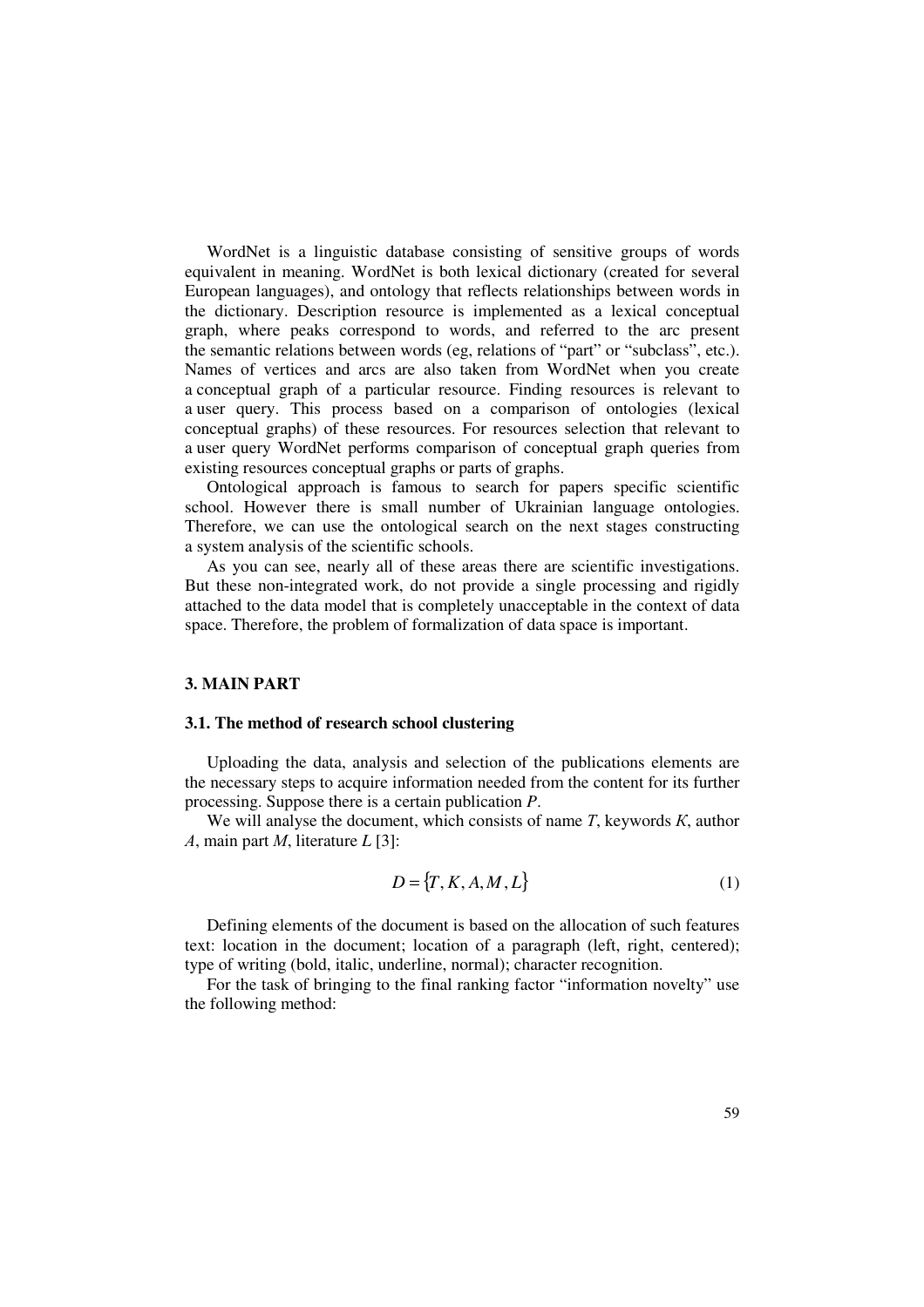WordNet is a linguistic database consisting of sensitive groups of words equivalent in meaning. WordNet is both lexical dictionary (created for several European languages), and ontology that reflects relationships between words in the dictionary. Description resource is implemented as a lexical conceptual graph, where peaks correspond to words, and referred to the arc present the semantic relations between words (eg, relations of "part" or "subclass", etc.). Names of vertices and arcs are also taken from WordNet when you create a conceptual graph of a particular resource. Finding resources is relevant to a user query. This process based on a comparison of ontologies (lexical conceptual graphs) of these resources. For resources selection that relevant to a user query WordNet performs comparison of conceptual graph queries from existing resources conceptual graphs or parts of graphs.

Ontological approach is famous to search for papers specific scientific school. However there is small number of Ukrainian language ontologies. Therefore, we can use the ontological search on the next stages constructing a system analysis of the scientific schools.

As you can see, nearly all of these areas there are scientific investigations. But these non-integrated work, do not provide a single processing and rigidly attached to the data model that is completely unacceptable in the context of data space. Therefore, the problem of formalization of data space is important.

## 3. MAIN PART

### 3.1. The method of research school clustering

Uploading the data, analysis and selection of the publications elements are the necessary steps to acquire information needed from the content for its further processing. Suppose there is a certain publication $P$.

We will analyse the document, which consists of name $T$, keywords $K$, author $A$, main part $M$, literature $L$ [3]:

$$D = \{T, K, A, M, L\} \tag{1}$$

Defining elements of the document is based on the allocation of such features text: location in the document; location of a paragraph (left, right, centered); type of writing (bold, italic, underline, normal); character recognition.

For the task of bringing to the final ranking factor "information novelty" use the following method: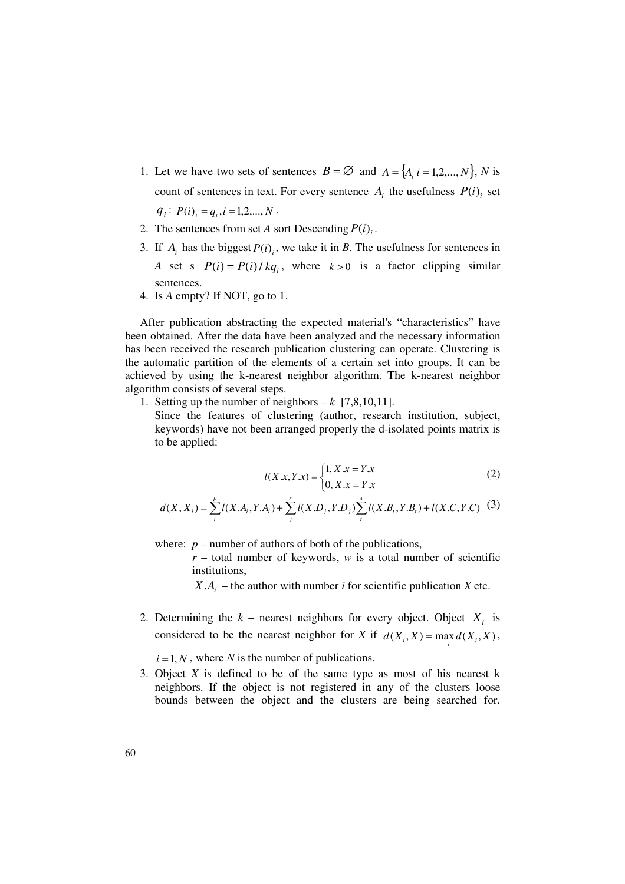1. Let we have two sets of sentences $B = \varnothing$ and $A = \{A_i | i = 1,2,...,N\}$, $N$ is count of sentences in text. For every sentence $A_i$ the usefulness $P(i)_i$ set $q_i$: $P(i)_i = q_i, i = 1,2,...,N$.
2. The sentences from set *A* sort Descending $P(i)_i$.
3. If $A_i$ has the biggest $P(i)_i$, we take it in *B*. The usefulness for sentences in *A* set s $P(i) = P(i)/kq_i$, where $k > 0$ is a factor clipping similar sentences.
4. Is *A* empty? If NOT, go to 1.

After publication abstracting the expected material's "characteristics" have been obtained. After the data have been analyzed and the necessary information has been received the research publication clustering can operate. Clustering is the automatic partition of the elements of a certain set into groups. It can be achieved by using the k-nearest neighbor algorithm. The k-nearest neighbor algorithm consists of several steps.

1. Setting up the number of neighbors – $k$ [7,8,10,11].

   Since the features of clustering (author, research institution, subject, keywords) have not been arranged properly the d-isolated points matrix is to be applied:

$$l(X.x, Y.x) = \begin{cases} 1, X.x = Y.x \\ 0, X.x = Y.x \end{cases} \quad (2)$$

$$d(X, X_i) = \sum_{i}^{p} l(X.A_i, Y.A_i) + \sum_{j}^{r} l(X.D_j, Y.D_j) \sum_{t}^{w} l(X.B_t, Y.B_t) + l(X.C, Y.C) \quad (3)$$

   where: $p$ – number of authors of both of the publications,
   $r$ – total number of keywords, $w$ is a total number of scientific institutions,
   $X.A_i$ – the author with number $i$ for scientific publication $X$ etc.

2. Determining the $k$ – nearest neighbors for every object. Object $X_i$ is considered to be the nearest neighbor for *X* if $d(X_i, X) = \max_i d(X_i, X)$, $i = \overline{1, N}$, where *N* is the number of publications.
3. Object *X* is defined to be of the same type as most of his nearest k neighbors. If the object is not registered in any of the clusters loose bounds between the object and the clusters are being searched for.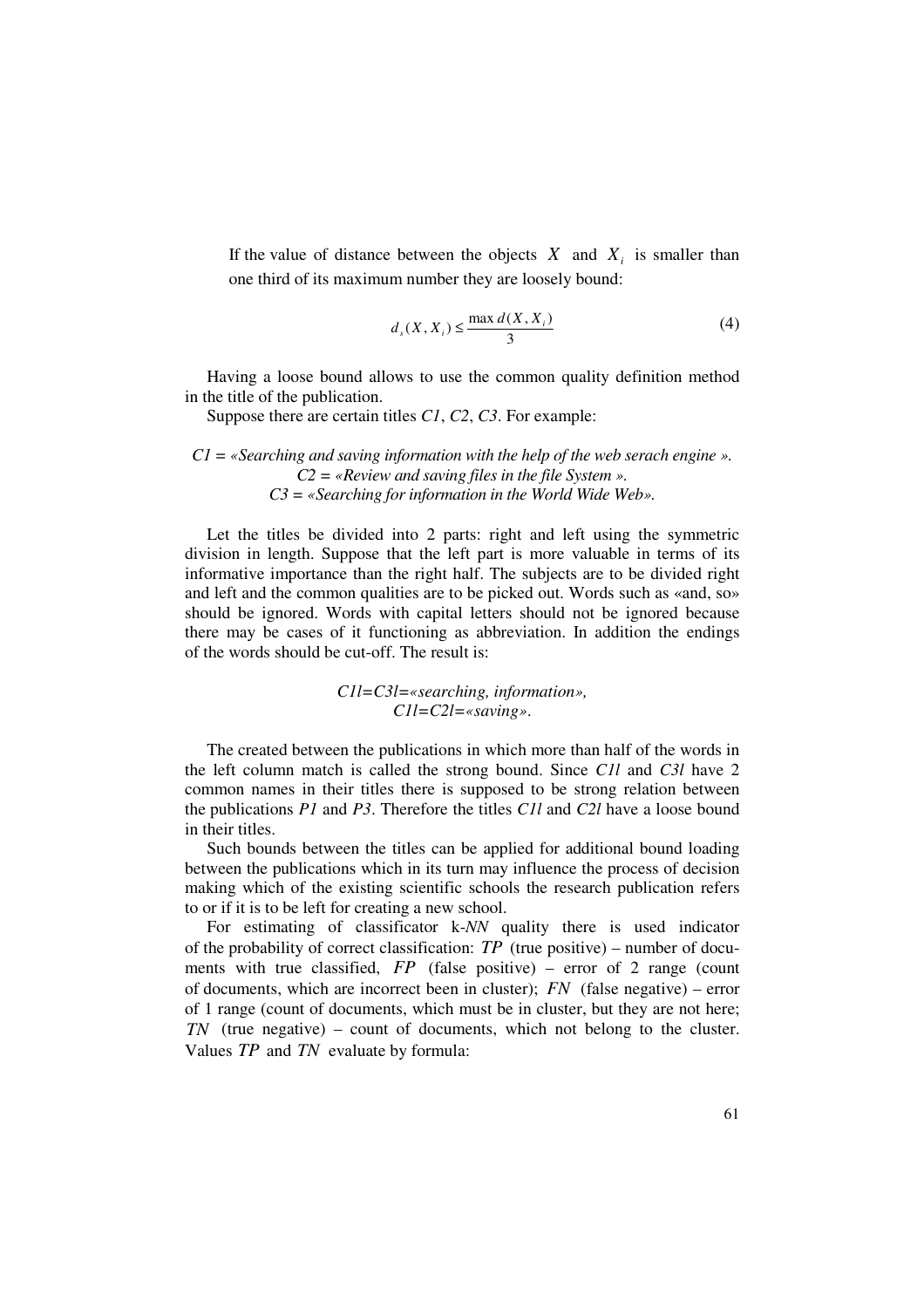If the value of distance between the objects $X$ and $X_i$ is smaller than one third of its maximum number they are loosely bound:

$$d_s(X, X_i) \le \frac{\max d(X, X_i)}{3} \tag{4}$$

Having a loose bound allows to use the common quality definition method in the title of the publication.

Suppose there are certain titles *C1*, *C2*, *C3*. For example:

*C1 = «Searching and saving information with the help of the web serach engine ».*
*C2 = «Review and saving files in the file System ».*
*C3 = «Searching for information in the World Wide Web».*

Let the titles be divided into 2 parts: right and left using the symmetric division in length. Suppose that the left part is more valuable in terms of its informative importance than the right half. The subjects are to be divided right and left and the common qualities are to be picked out. Words such as «and, so» should be ignored. Words with capital letters should not be ignored because there may be cases of it functioning as abbreviation. In addition the endings of the words should be cut-off. The result is:

*C1l=C3l=«searching, information»,*
*C1l=C2l=«saving».*

The created between the publications in which more than half of the words in the left column match is called the strong bound. Since *C1l* and *C3l* have 2 common names in their titles there is supposed to be strong relation between the publications *P1* and *P3*. Therefore the titles *C1l* and *C2l* have a loose bound in their titles.

Such bounds between the titles can be applied for additional bound loading between the publications which in its turn may influence the process of decision making which of the existing scientific schools the research publication refers to or if it is to be left for creating a new school.

For estimating of classificator k-*NN* quality there is used indicator of the probability of correct classification: $TP$ (true positive) – number of documents with true classified, $FP$ (false positive) – error of 2 range (count of documents, which are incorrect been in cluster); $FN$ (false negative) – error of 1 range (count of documents, which must be in cluster, but they are not here; $TN$ (true negative) – count of documents, which not belong to the cluster. Values $TP$ and $TN$ evaluate by formula: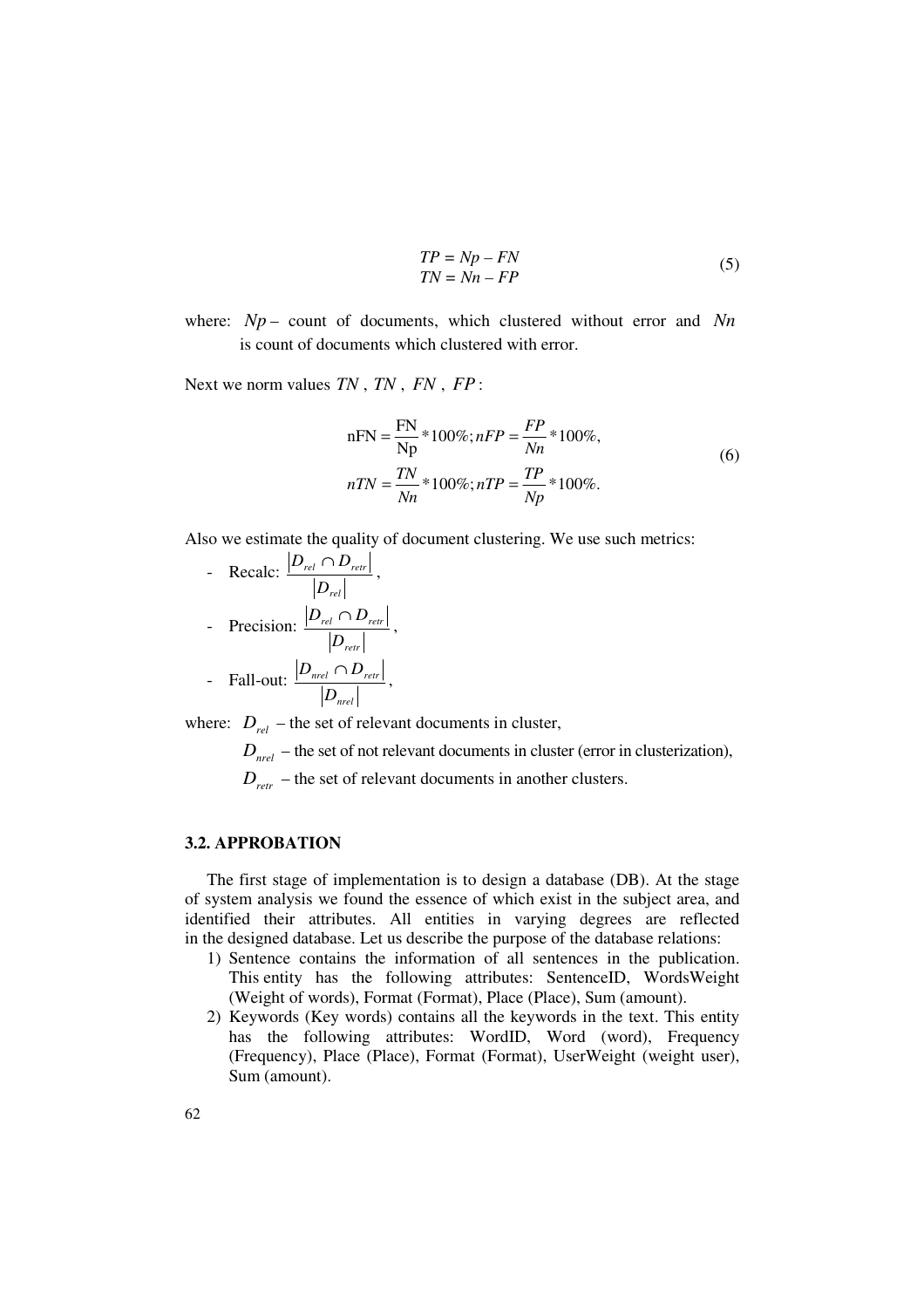$$TP = Np - FN$$
$$TN = Nn - FP \tag{5}$$

where: $Np$ – count of documents, which clustered without error and $Nn$ is count of documents which clustered with error.

Next we norm values $TN$ , $TN$ , $FN$ , $FP$ :

$$\text{nFN} = \frac{\text{FN}}{\text{Np}} * 100\%; nFP = \frac{FP}{Nn} * 100\%,$$
$$nTN = \frac{TN}{Nn} * 100\%; nTP = \frac{TP}{Np} * 100\%. \tag{6}$$

Also we estimate the quality of document clustering. We use such metrics:

- Recalc: $\frac{|D_{rel} \cap D_{retr}|}{|D_{rel}|}$,
- Precision: $\frac{|D_{rel} \cap D_{retr}|}{|D_{retr}|}$,
- Fall-out: $\frac{|D_{nrel} \cap D_{retr}|}{|D_{nrel}|}$,

where: $D_{rel}$ – the set of relevant documents in cluster,

$D_{nrel}$ – the set of not relevant documents in cluster (error in clusterization),

$D_{retr}$ – the set of relevant documents in another clusters.

### 3.2. APPROBATION

The first stage of implementation is to design a database (DB). At the stage of system analysis we found the essence of which exist in the subject area, and identified their attributes. All entities in varying degrees are reflected in the designed database. Let us describe the purpose of the database relations:

1) Sentence contains the information of all sentences in the publication. This entity has the following attributes: SentenceID, WordsWeight (Weight of words), Format (Format), Place (Place), Sum (amount).
2) Keywords (Key words) contains all the keywords in the text. This entity has the following attributes: WordID, Word (word), Frequency (Frequency), Place (Place), Format (Format), UserWeight (weight user), Sum (amount).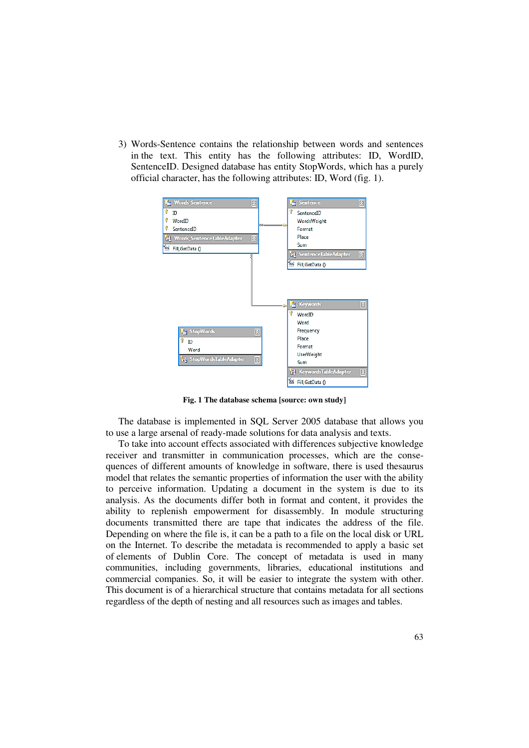3) Words-Sentence contains the relationship between words and sentences in the text. This entity has the following attributes: ID, WordID, SentenceID. Designed database has entity StopWords, which has a purely official character, has the following attributes: ID, Word (fig. 1).

**Fig. 1 The database schema [source: own study]**

The database is implemented in SQL Server 2005 database that allows you to use a large arsenal of ready-made solutions for data analysis and texts.

To take into account effects associated with differences subjective knowledge receiver and transmitter in communication processes, which are the consequences of different amounts of knowledge in software, there is used thesaurus model that relates the semantic properties of information the user with the ability to perceive information. Updating a document in the system is due to its analysis. As the documents differ both in format and content, it provides the ability to replenish empowerment for disassembly. In module structuring documents transmitted there are tape that indicates the address of the file. Depending on where the file is, it can be a path to a file on the local disk or URL on the Internet. To describe the metadata is recommended to apply a basic set of elements of Dublin Core. The concept of metadata is used in many communities, including governments, libraries, educational institutions and commercial companies. So, it will be easier to integrate the system with other. This document is of a hierarchical structure that contains metadata for all sections regardless of the depth of nesting and all resources such as images and tables.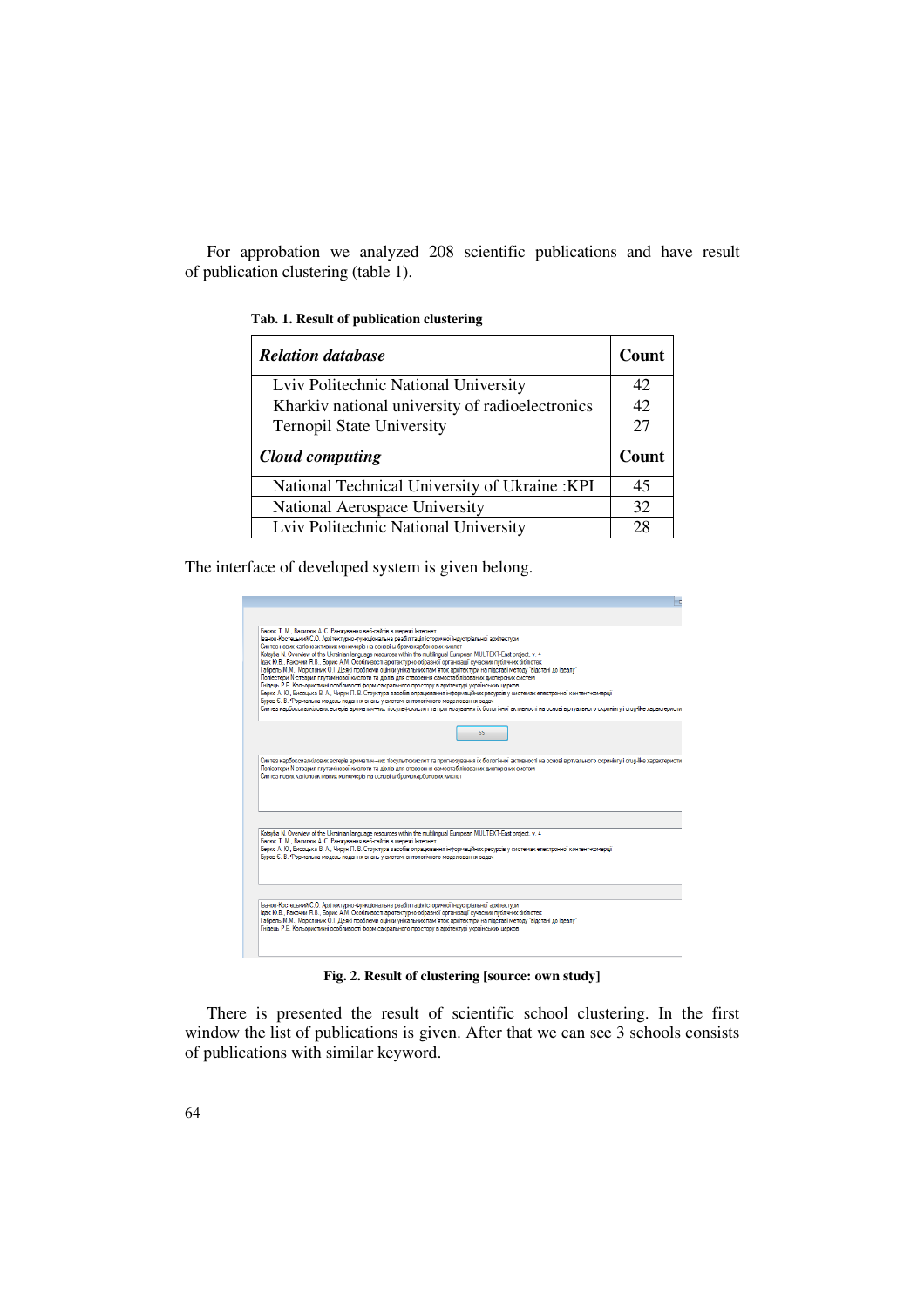For approbation we analyzed 208 scientific publications and have result of publication clustering (table 1).

**Tab. 1. Result of publication clustering**

| ***Relation database*** | **Count** |
|---|---|
| Lviv Politechnic National University | 42 |
| Kharkiv national university of radioelectronics | 42 |
| Ternopil State University | 27 |
| ***Cloud computing*** | **Count** |
| National Technical University of Ukraine :KPI | 45 |
| National Aerospace University | 32 |
| Lviv Politechnic National University | 28 |

The interface of developed system is given belong.

**Fig. 2. Result of clustering [source: own study]**

There is presented the result of scientific school clustering. In the first window the list of publications is given. After that we can see 3 schools consists of publications with similar keyword.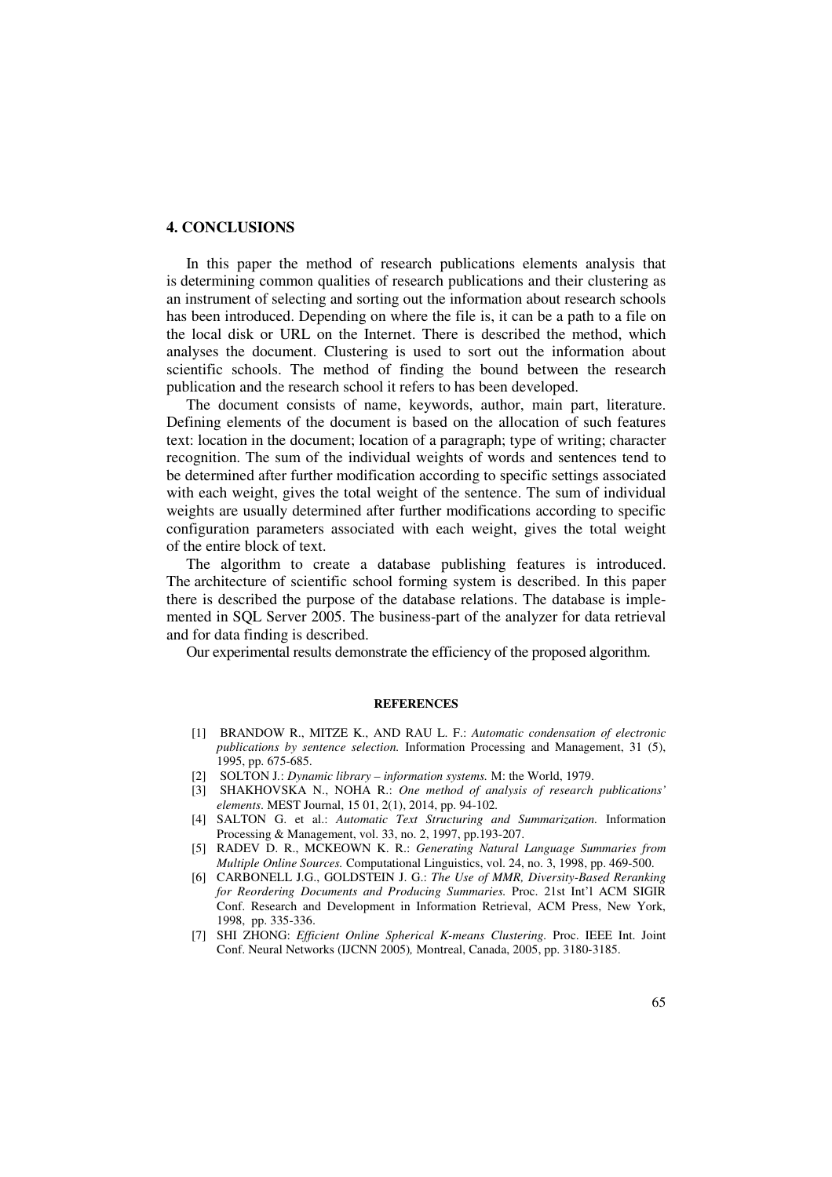## 4. CONCLUSIONS

In this paper the method of research publications elements analysis that is determining common qualities of research publications and their clustering as an instrument of selecting and sorting out the information about research schools has been introduced. Depending on where the file is, it can be a path to a file on the local disk or URL on the Internet. There is described the method, which analyses the document. Clustering is used to sort out the information about scientific schools. The method of finding the bound between the research publication and the research school it refers to has been developed.

The document consists of name, keywords, author, main part, literature. Defining elements of the document is based on the allocation of such features text: location in the document; location of a paragraph; type of writing; character recognition. The sum of the individual weights of words and sentences tend to be determined after further modification according to specific settings associated with each weight, gives the total weight of the sentence. The sum of individual weights are usually determined after further modifications according to specific configuration parameters associated with each weight, gives the total weight of the entire block of text.

The algorithm to create a database publishing features is introduced. The architecture of scientific school forming system is described. In this paper there is described the purpose of the database relations. The database is implemented in SQL Server 2005. The business-part of the analyzer for data retrieval and for data finding is described.

Our experimental results demonstrate the efficiency of the proposed algorithm.

### REFERENCES

[1] BRANDOW R., MITZE K., AND RAU L. F.: *Automatic condensation of electronic publications by sentence selection.* Information Processing and Management, 31 (5), 1995, pp. 675-685.

[2] SOLTON J.: *Dynamic library – information systems.* M: the World, 1979.

[3] SHAKHOVSKA N., NOHA R.: *One method of analysis of research publications' elements*. MEST Journal, 15 01, 2(1), 2014, pp. 94-102.

[4] SALTON G. et al.: *Automatic Text Structuring and Summarization.* Information Processing & Management, vol. 33, no. 2, 1997, pp.193-207.

[5] RADEV D. R., MCKEOWN K. R.: *Generating Natural Language Summaries from Multiple Online Sources.* Computational Linguistics, vol. 24, no. 3, 1998, pp. 469-500.

[6] CARBONELL J.G., GOLDSTEIN J. G.: *The Use of MMR, Diversity-Based Reranking for Reordering Documents and Producing Summaries.* Proc. 21st Int'l ACM SIGIR Conf. Research and Development in Information Retrieval, ACM Press, New York, 1998, pp. 335-336.

[7] SHI ZHONG: *Efficient Online Spherical K-means Clustering*. Proc. IEEE Int. Joint Conf. Neural Networks (IJCNN 2005)*,* Montreal, Canada, 2005, pp. 3180-3185.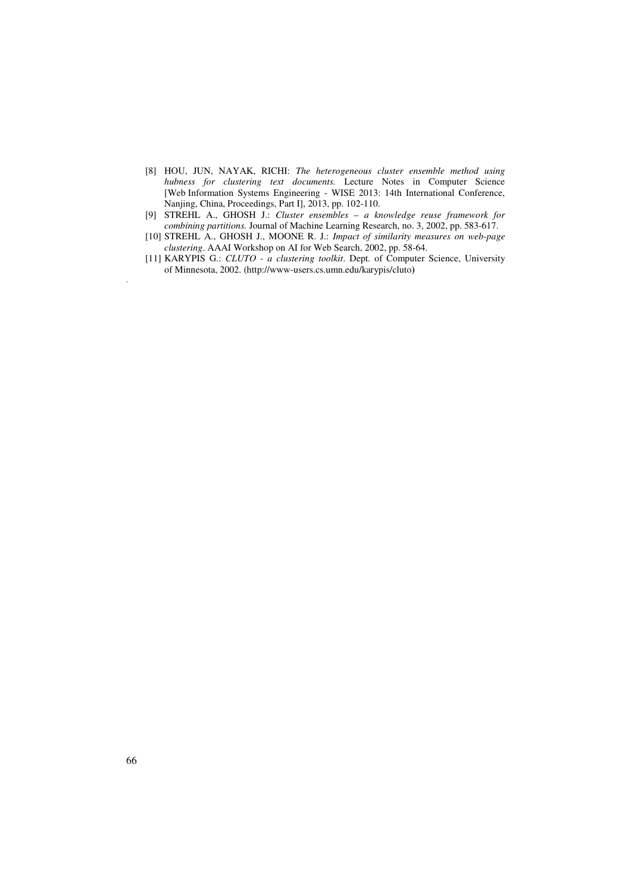[8] HOU, JUN, NAYAK, RICHI: *The heterogeneous cluster ensemble method using hubness for clustering text documents.* Lecture Notes in Computer Science [Web Information Systems Engineering - WISE 2013: 14th International Conference, Nanjing, China, Proceedings, Part I], 2013, pp. 102-110.

[9] STREHL A., GHOSH J.: *Cluster ensembles – a knowledge reuse framework for combining partitions.* Journal of Machine Learning Research, no. 3, 2002, pp. 583-617.

[10] STREHL A., GHOSH J., MOONE R. J.: *Impact of similarity measures on web-page clustering*. AAAI Workshop on AI for Web Search, 2002, pp. 58-64.

[11] KARYPIS G.: *CLUTO - a clustering toolkit*. Dept. of Computer Science, University of Minnesota, 2002. (http://www-users.cs.umn.edu/karypis/cluto)